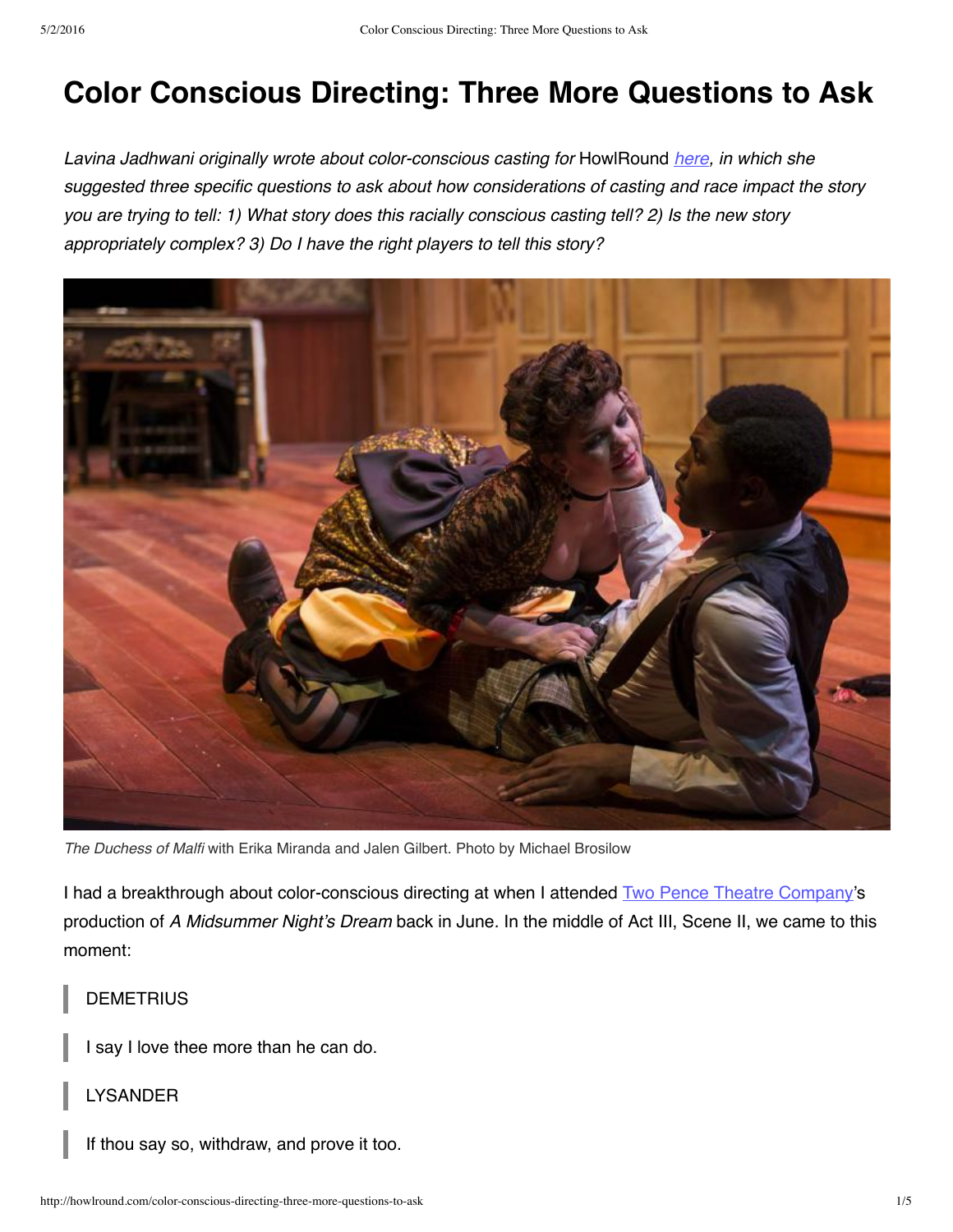# Color Conscious Directing: Three More Questions to Ask

*Lavina Jadhwani originally wrote about color-conscious casting for* HowlRound *here, in which she suggested three specific questions to ask about how considerations of casting and race impact the story you are trying to tell: 1) What story does this racially conscious casting tell? 2) Is the new story appropriately complex? 3) Do I have the right players to tell this story?*

*The Duchess of Malfi* with Erika Miranda and Jalen Gilbert. Photo by Michael Brosilow

I had a breakthrough about color-conscious directing at when I attended Two Pence Theatre Company's production of *A Midsummer Night's Dream* back in June. In the middle of Act III, Scene II, we came to this moment:

> DEMETRIUS

> I say I love thee more than he can do.

> LYSANDER

> If thou say so, withdraw, and prove it too.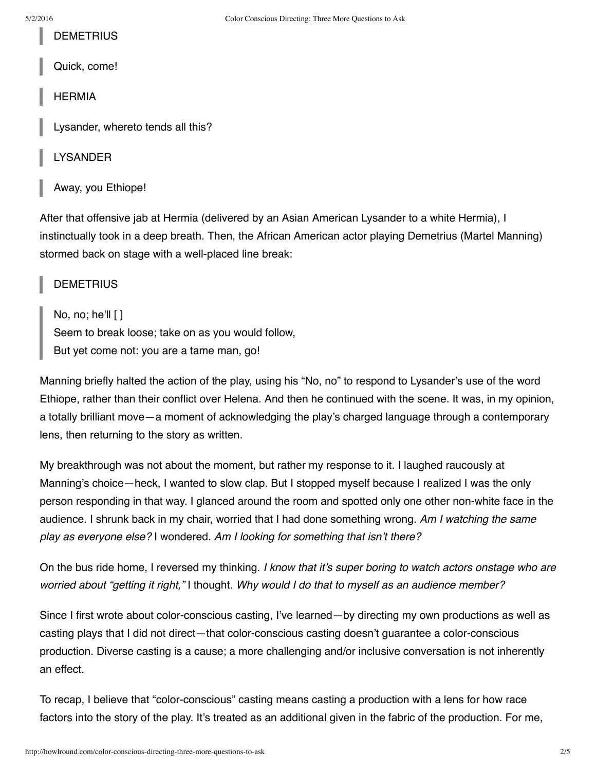> DEMETRIUS

> Quick, come!

> HERMIA

> Lysander, whereto tends all this?

> LYSANDER

> Away, you Ethiope!

After that offensive jab at Hermia (delivered by an Asian American Lysander to a white Hermia), I instinctually took in a deep breath. Then, the African American actor playing Demetrius (Martel Manning) stormed back on stage with a well-placed line break:

> DEMETRIUS

> No, no; he'll [ ]
> Seem to break loose; take on as you would follow,
> But yet come not: you are a tame man, go!

Manning briefly halted the action of the play, using his "No, no" to respond to Lysander's use of the word Ethiope, rather than their conflict over Helena. And then he continued with the scene. It was, in my opinion, a totally brilliant move—a moment of acknowledging the play's charged language through a contemporary lens, then returning to the story as written.

My breakthrough was not about the moment, but rather my response to it. I laughed raucously at Manning's choice—heck, I wanted to slow clap. But I stopped myself because I realized I was the only person responding in that way. I glanced around the room and spotted only one other non-white face in the audience. I shrunk back in my chair, worried that I had done something wrong. *Am I watching the same play as everyone else?* I wondered. *Am I looking for something that isn't there?*

On the bus ride home, I reversed my thinking. *I know that it's super boring to watch actors onstage who are worried about "getting it right,"* I thought. *Why would I do that to myself as an audience member?*

Since I first wrote about color-conscious casting, I've learned—by directing my own productions as well as casting plays that I did not direct—that color-conscious casting doesn't guarantee a color-conscious production. Diverse casting is a cause; a more challenging and/or inclusive conversation is not inherently an effect.

To recap, I believe that "color-conscious" casting means casting a production with a lens for how race factors into the story of the play. It's treated as an additional given in the fabric of the production. For me,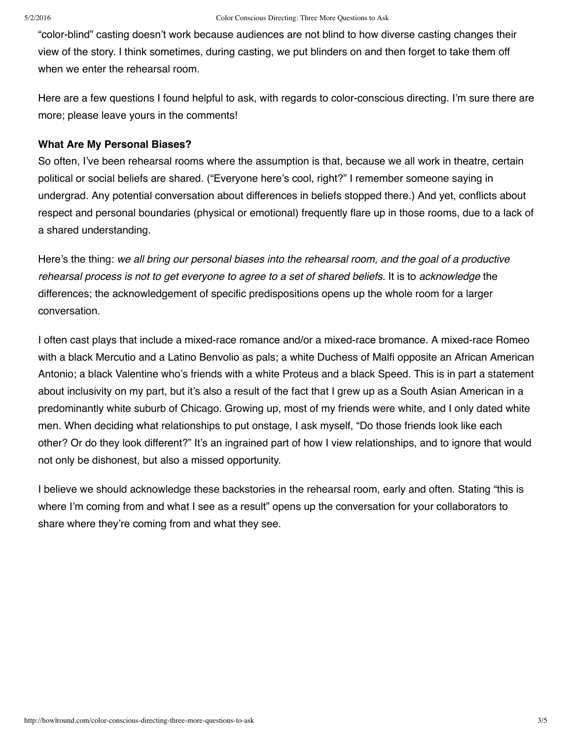"color-blind" casting doesn't work because audiences are not blind to how diverse casting changes their view of the story. I think sometimes, during casting, we put blinders on and then forget to take them off when we enter the rehearsal room.

Here are a few questions I found helpful to ask, with regards to color-conscious directing. I'm sure there are more; please leave yours in the comments!

**What Are My Personal Biases?**

So often, I've been rehearsal rooms where the assumption is that, because we all work in theatre, certain political or social beliefs are shared. ("Everyone here's cool, right?" I remember someone saying in undergrad. Any potential conversation about differences in beliefs stopped there.) And yet, conflicts about respect and personal boundaries (physical or emotional) frequently flare up in those rooms, due to a lack of a shared understanding.

Here's the thing: *we all bring our personal biases into the rehearsal room, and the goal of a productive rehearsal process is not to get everyone to agree to a set of shared beliefs*. It is to *acknowledge* the differences; the acknowledgement of specific predispositions opens up the whole room for a larger conversation.

I often cast plays that include a mixed-race romance and/or a mixed-race bromance. A mixed-race Romeo with a black Mercutio and a Latino Benvolio as pals; a white Duchess of Malfi opposite an African American Antonio; a black Valentine who's friends with a white Proteus and a black Speed. This is in part a statement about inclusivity on my part, but it's also a result of the fact that I grew up as a South Asian American in a predominantly white suburb of Chicago. Growing up, most of my friends were white, and I only dated white men. When deciding what relationships to put onstage, I ask myself, "Do those friends look like each other? Or do they look different?" It's an ingrained part of how I view relationships, and to ignore that would not only be dishonest, but also a missed opportunity.

I believe we should acknowledge these backstories in the rehearsal room, early and often. Stating "this is where I'm coming from and what I see as a result" opens up the conversation for your collaborators to share where they're coming from and what they see.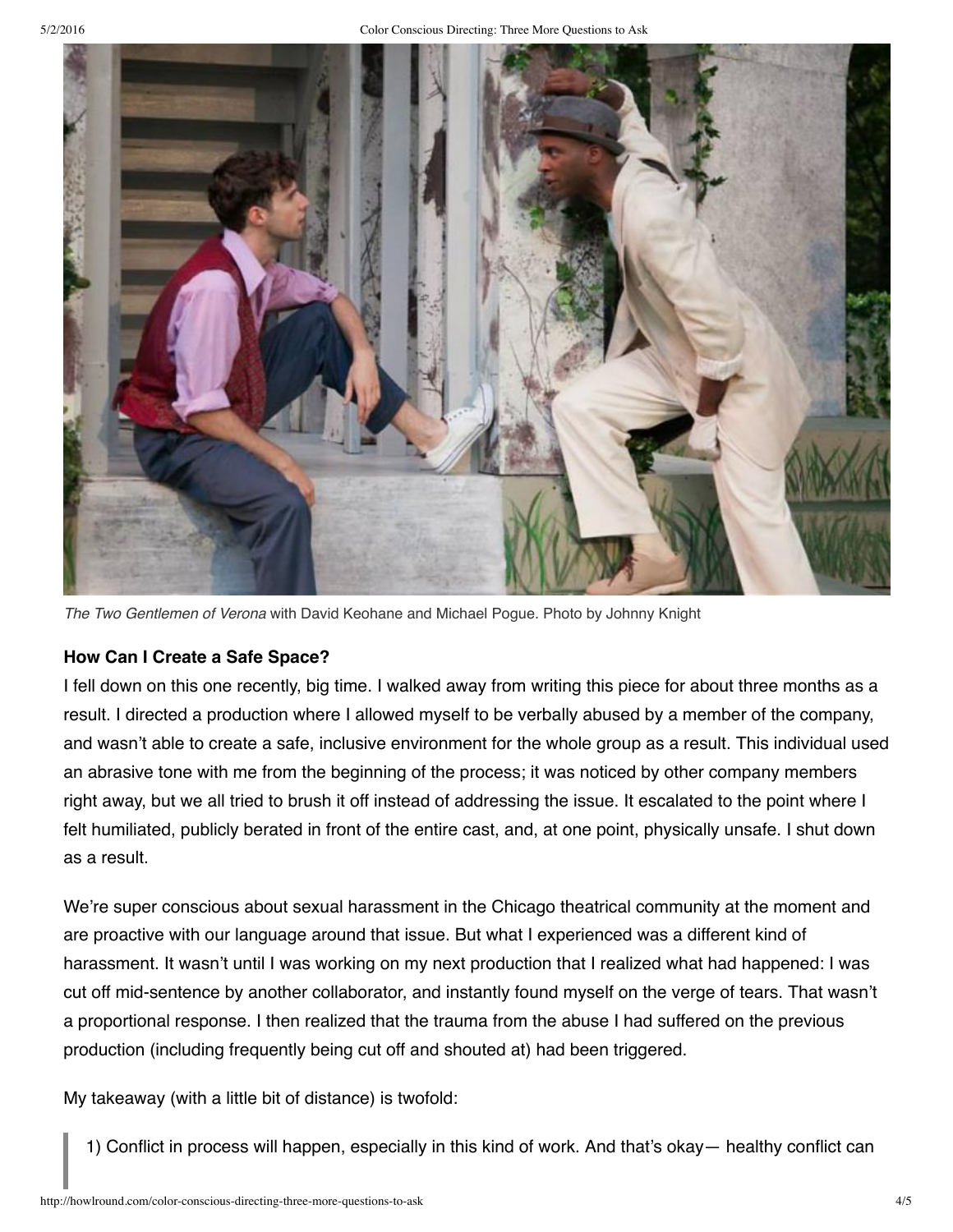*The Two Gentlemen of Verona* with David Keohane and Michael Pogue. Photo by Johnny Knight

**How Can I Create a Safe Space?**

I fell down on this one recently, big time. I walked away from writing this piece for about three months as a result. I directed a production where I allowed myself to be verbally abused by a member of the company, and wasn't able to create a safe, inclusive environment for the whole group as a result. This individual used an abrasive tone with me from the beginning of the process; it was noticed by other company members right away, but we all tried to brush it off instead of addressing the issue. It escalated to the point where I felt humiliated, publicly berated in front of the entire cast, and, at one point, physically unsafe. I shut down as a result.

We're super conscious about sexual harassment in the Chicago theatrical community at the moment and are proactive with our language around that issue. But what I experienced was a different kind of harassment. It wasn't until I was working on my next production that I realized what had happened: I was cut off mid-sentence by another collaborator, and instantly found myself on the verge of tears. That wasn't a proportional response. I then realized that the trauma from the abuse I had suffered on the previous production (including frequently being cut off and shouted at) had been triggered.

My takeaway (with a little bit of distance) is twofold:

> 1) Conflict in process will happen, especially in this kind of work. And that's okay— healthy conflict can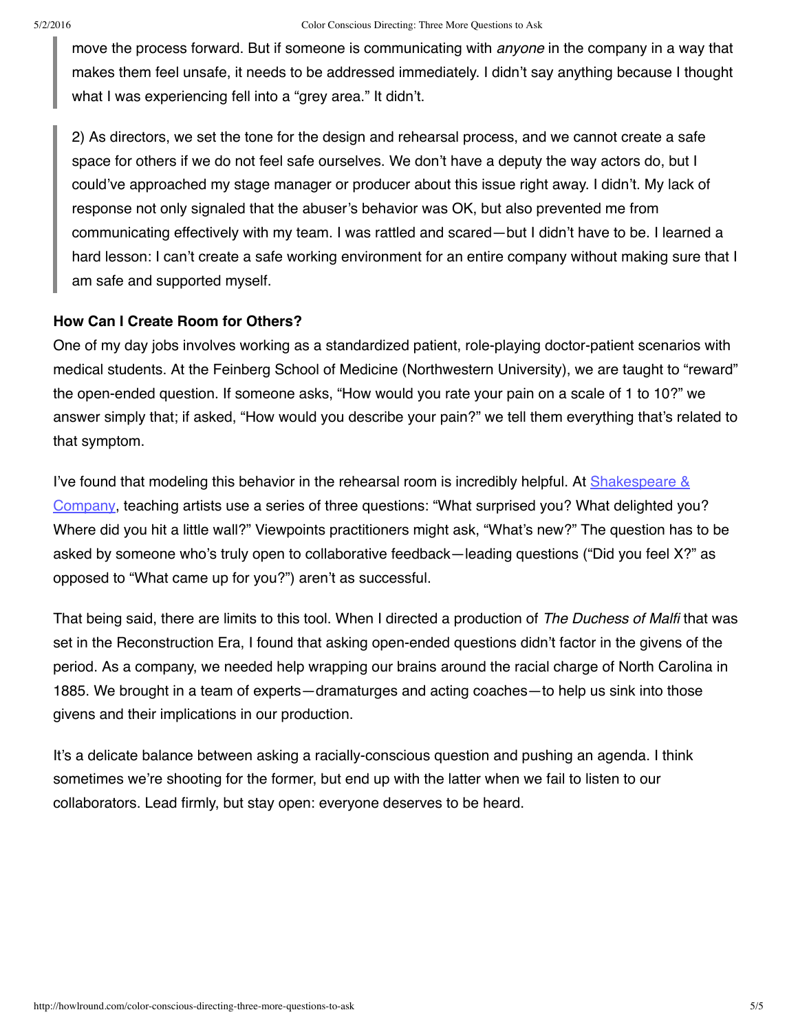> move the process forward. But if someone is communicating with *anyone* in the company in a way that makes them feel unsafe, it needs to be addressed immediately. I didn't say anything because I thought what I was experiencing fell into a "grey area." It didn't.

> 2) As directors, we set the tone for the design and rehearsal process, and we cannot create a safe space for others if we do not feel safe ourselves. We don't have a deputy the way actors do, but I could've approached my stage manager or producer about this issue right away. I didn't. My lack of response not only signaled that the abuser's behavior was OK, but also prevented me from communicating effectively with my team. I was rattled and scared—but I didn't have to be. I learned a hard lesson: I can't create a safe working environment for an entire company without making sure that I am safe and supported myself.

**How Can I Create Room for Others?**

One of my day jobs involves working as a standardized patient, role-playing doctor-patient scenarios with medical students. At the Feinberg School of Medicine (Northwestern University), we are taught to "reward" the open-ended question. If someone asks, "How would you rate your pain on a scale of 1 to 10?" we answer simply that; if asked, "How would you describe your pain?" we tell them everything that's related to that symptom.

I've found that modeling this behavior in the rehearsal room is incredibly helpful. At Shakespeare & Company, teaching artists use a series of three questions: "What surprised you? What delighted you? Where did you hit a little wall?" Viewpoints practitioners might ask, "What's new?" The question has to be asked by someone who's truly open to collaborative feedback—leading questions ("Did you feel X?" as opposed to "What came up for you?") aren't as successful.

That being said, there are limits to this tool. When I directed a production of *The Duchess of Malfi* that was set in the Reconstruction Era, I found that asking open-ended questions didn't factor in the givens of the period. As a company, we needed help wrapping our brains around the racial charge of North Carolina in 1885. We brought in a team of experts—dramaturges and acting coaches—to help us sink into those givens and their implications in our production.

It's a delicate balance between asking a racially-conscious question and pushing an agenda. I think sometimes we're shooting for the former, but end up with the latter when we fail to listen to our collaborators. Lead firmly, but stay open: everyone deserves to be heard.